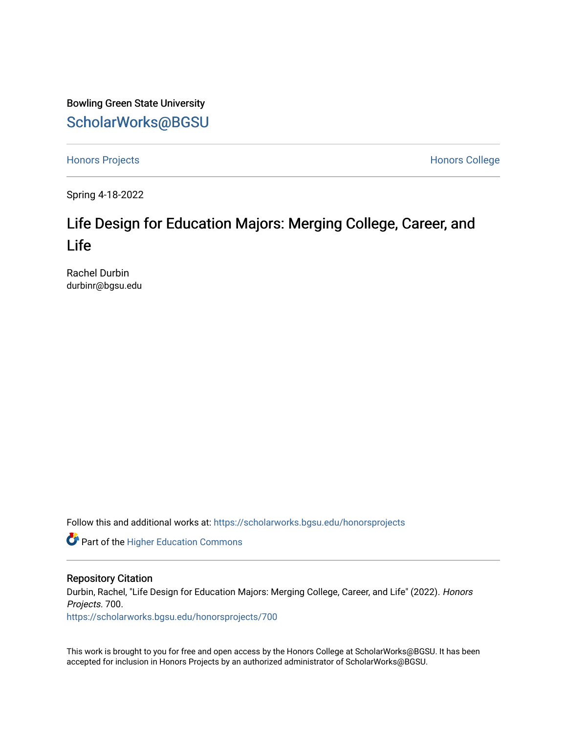Bowling Green State University

## ScholarWorks@BGSU

Honors Projects

Honors College

Spring 4-18-2022

# Life Design for Education Majors: Merging College, Career, and Life

Rachel Durbin
durbinr@bgsu.edu

Follow this and additional works at: https://scholarworks.bgsu.edu/honorsprojects

Part of the Higher Education Commons

### Repository Citation

Durbin, Rachel, "Life Design for Education Majors: Merging College, Career, and Life" (2022). *Honors Projects*. 700.
https://scholarworks.bgsu.edu/honorsprojects/700

This work is brought to you for free and open access by the Honors College at ScholarWorks@BGSU. It has been accepted for inclusion in Honors Projects by an authorized administrator of ScholarWorks@BGSU.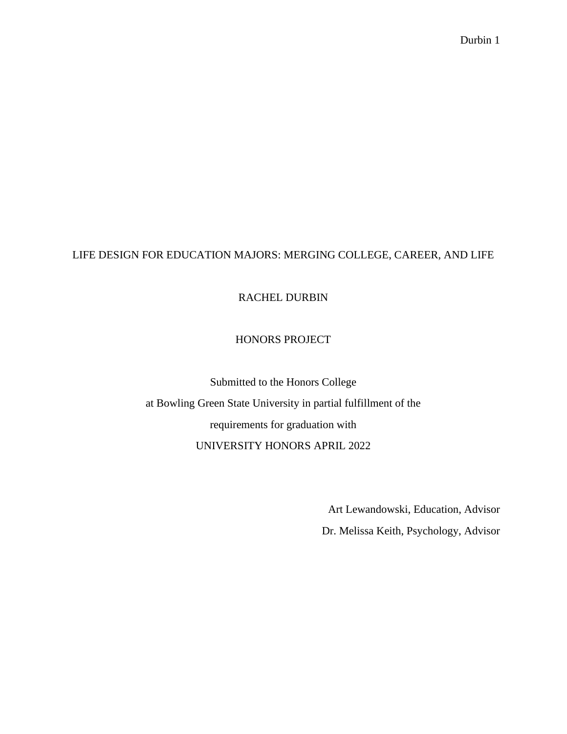# LIFE DESIGN FOR EDUCATION MAJORS: MERGING COLLEGE, CAREER, AND LIFE

RACHEL DURBIN

HONORS PROJECT

Submitted to the Honors College
at Bowling Green State University in partial fulfillment of the
requirements for graduation with
UNIVERSITY HONORS APRIL 2022

Art Lewandowski, Education, Advisor
Dr. Melissa Keith, Psychology, Advisor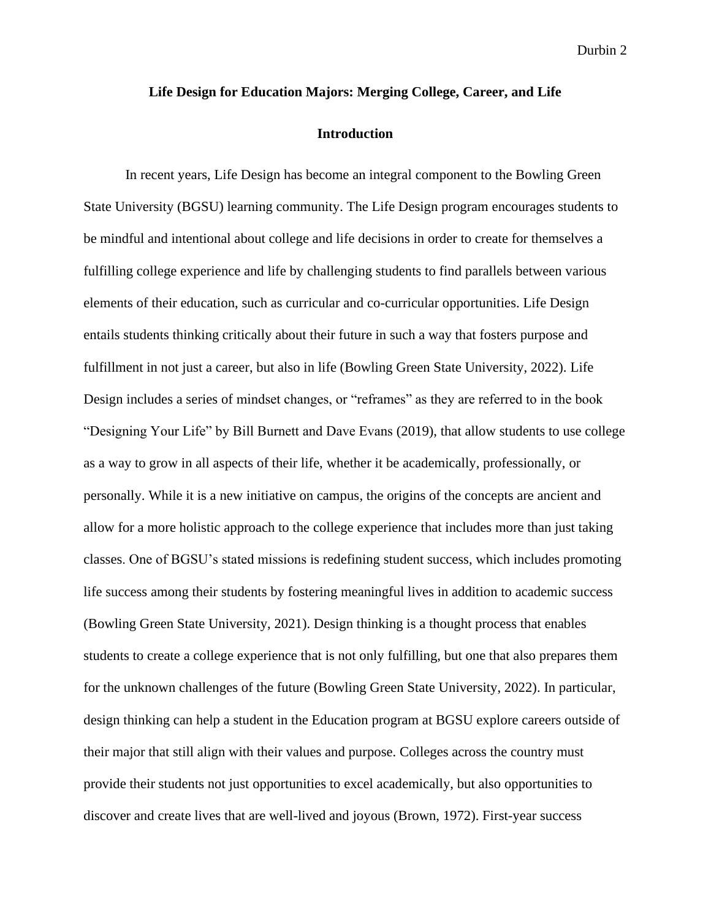# Life Design for Education Majors: Merging College, Career, and Life

## Introduction

In recent years, Life Design has become an integral component to the Bowling Green State University (BGSU) learning community. The Life Design program encourages students to be mindful and intentional about college and life decisions in order to create for themselves a fulfilling college experience and life by challenging students to find parallels between various elements of their education, such as curricular and co-curricular opportunities. Life Design entails students thinking critically about their future in such a way that fosters purpose and fulfillment in not just a career, but also in life (Bowling Green State University, 2022). Life Design includes a series of mindset changes, or "reframes" as they are referred to in the book "Designing Your Life" by Bill Burnett and Dave Evans (2019), that allow students to use college as a way to grow in all aspects of their life, whether it be academically, professionally, or personally. While it is a new initiative on campus, the origins of the concepts are ancient and allow for a more holistic approach to the college experience that includes more than just taking classes. One of BGSU's stated missions is redefining student success, which includes promoting life success among their students by fostering meaningful lives in addition to academic success (Bowling Green State University, 2021). Design thinking is a thought process that enables students to create a college experience that is not only fulfilling, but one that also prepares them for the unknown challenges of the future (Bowling Green State University, 2022). In particular, design thinking can help a student in the Education program at BGSU explore careers outside of their major that still align with their values and purpose. Colleges across the country must provide their students not just opportunities to excel academically, but also opportunities to discover and create lives that are well-lived and joyous (Brown, 1972). First-year success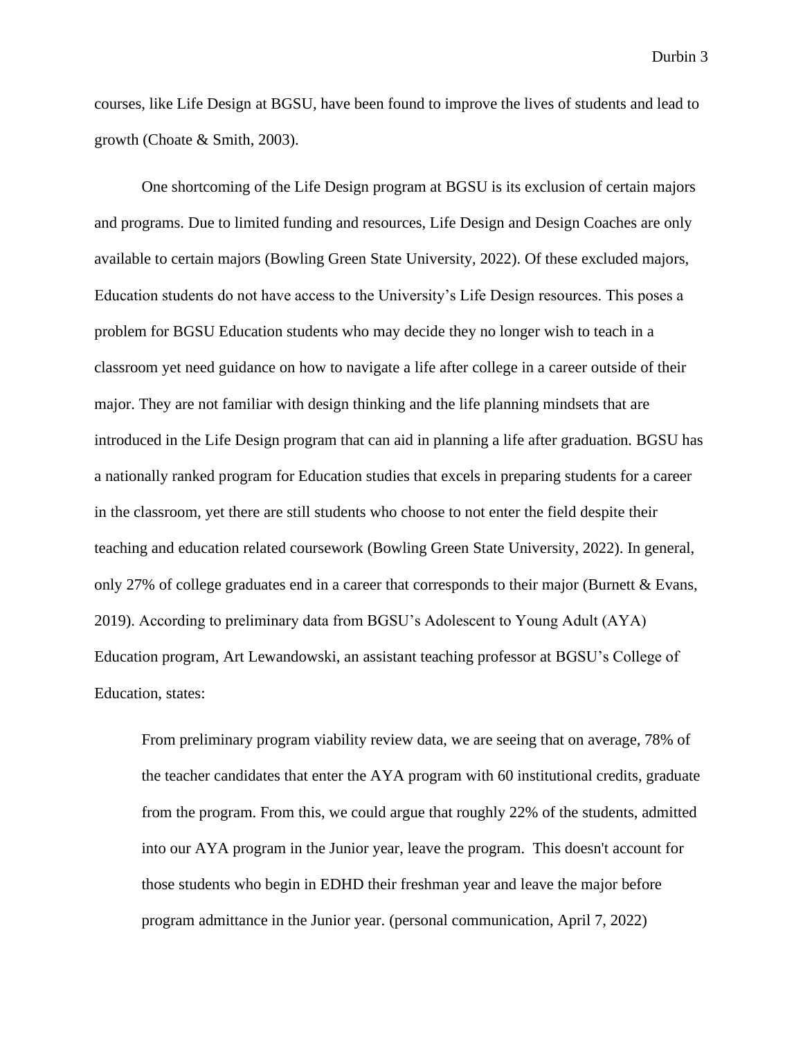courses, like Life Design at BGSU, have been found to improve the lives of students and lead to growth (Choate & Smith, 2003).

One shortcoming of the Life Design program at BGSU is its exclusion of certain majors and programs. Due to limited funding and resources, Life Design and Design Coaches are only available to certain majors (Bowling Green State University, 2022). Of these excluded majors, Education students do not have access to the University's Life Design resources. This poses a problem for BGSU Education students who may decide they no longer wish to teach in a classroom yet need guidance on how to navigate a life after college in a career outside of their major. They are not familiar with design thinking and the life planning mindsets that are introduced in the Life Design program that can aid in planning a life after graduation. BGSU has a nationally ranked program for Education studies that excels in preparing students for a career in the classroom, yet there are still students who choose to not enter the field despite their teaching and education related coursework (Bowling Green State University, 2022). In general, only 27% of college graduates end in a career that corresponds to their major (Burnett & Evans, 2019). According to preliminary data from BGSU's Adolescent to Young Adult (AYA) Education program, Art Lewandowski, an assistant teaching professor at BGSU's College of Education, states:

> From preliminary program viability review data, we are seeing that on average, 78% of the teacher candidates that enter the AYA program with 60 institutional credits, graduate from the program. From this, we could argue that roughly 22% of the students, admitted into our AYA program in the Junior year, leave the program. This doesn't account for those students who begin in EDHD their freshman year and leave the major before program admittance in the Junior year. (personal communication, April 7, 2022)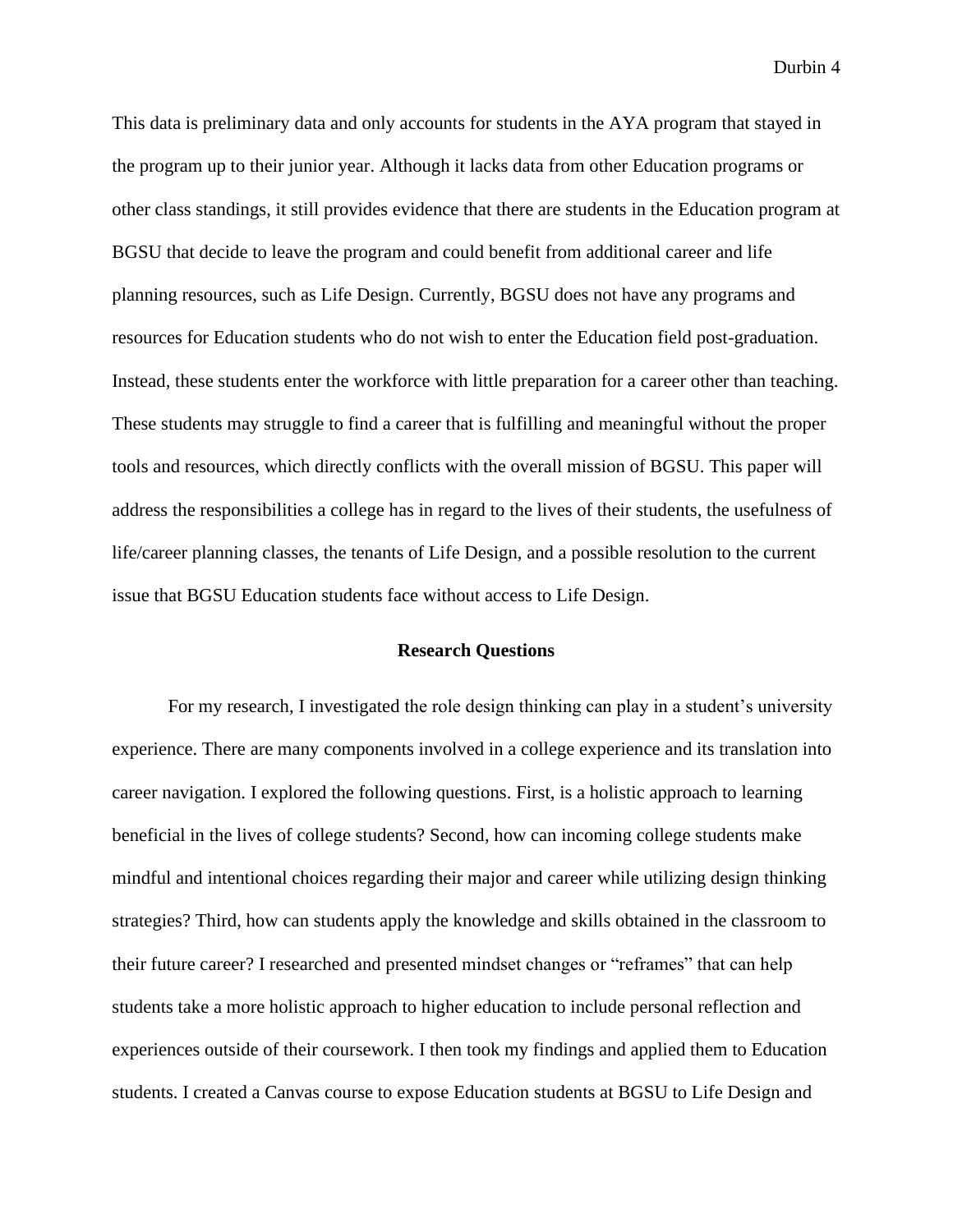This data is preliminary data and only accounts for students in the AYA program that stayed in the program up to their junior year. Although it lacks data from other Education programs or other class standings, it still provides evidence that there are students in the Education program at BGSU that decide to leave the program and could benefit from additional career and life planning resources, such as Life Design. Currently, BGSU does not have any programs and resources for Education students who do not wish to enter the Education field post-graduation. Instead, these students enter the workforce with little preparation for a career other than teaching. These students may struggle to find a career that is fulfilling and meaningful without the proper tools and resources, which directly conflicts with the overall mission of BGSU. This paper will address the responsibilities a college has in regard to the lives of their students, the usefulness of life/career planning classes, the tenants of Life Design, and a possible resolution to the current issue that BGSU Education students face without access to Life Design.

## Research Questions

For my research, I investigated the role design thinking can play in a student's university experience. There are many components involved in a college experience and its translation into career navigation. I explored the following questions. First, is a holistic approach to learning beneficial in the lives of college students? Second, how can incoming college students make mindful and intentional choices regarding their major and career while utilizing design thinking strategies? Third, how can students apply the knowledge and skills obtained in the classroom to their future career? I researched and presented mindset changes or "reframes" that can help students take a more holistic approach to higher education to include personal reflection and experiences outside of their coursework. I then took my findings and applied them to Education students. I created a Canvas course to expose Education students at BGSU to Life Design and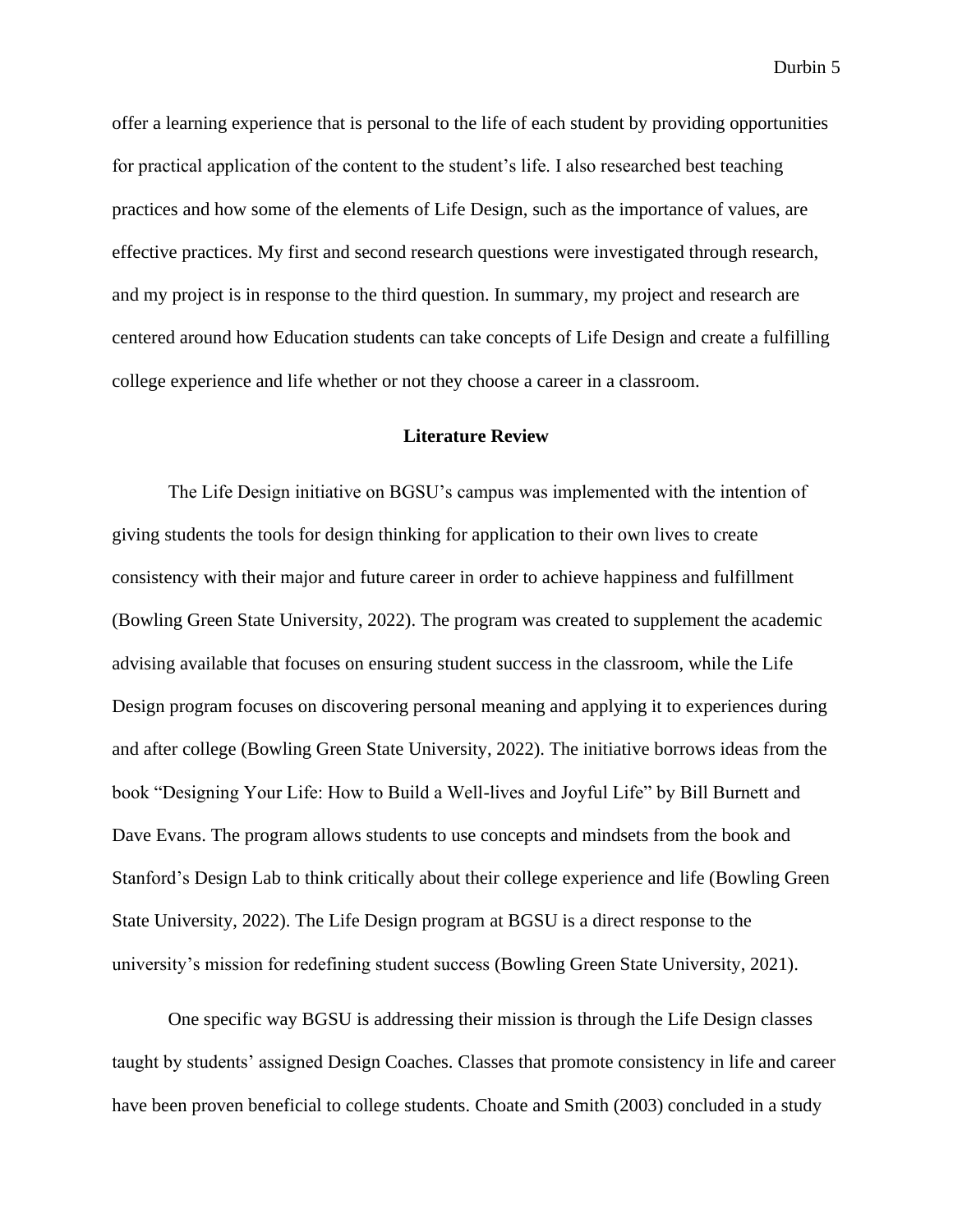offer a learning experience that is personal to the life of each student by providing opportunities for practical application of the content to the student's life. I also researched best teaching practices and how some of the elements of Life Design, such as the importance of values, are effective practices. My first and second research questions were investigated through research, and my project is in response to the third question. In summary, my project and research are centered around how Education students can take concepts of Life Design and create a fulfilling college experience and life whether or not they choose a career in a classroom.

## Literature Review

The Life Design initiative on BGSU's campus was implemented with the intention of giving students the tools for design thinking for application to their own lives to create consistency with their major and future career in order to achieve happiness and fulfillment (Bowling Green State University, 2022). The program was created to supplement the academic advising available that focuses on ensuring student success in the classroom, while the Life Design program focuses on discovering personal meaning and applying it to experiences during and after college (Bowling Green State University, 2022). The initiative borrows ideas from the book "Designing Your Life: How to Build a Well-lives and Joyful Life" by Bill Burnett and Dave Evans. The program allows students to use concepts and mindsets from the book and Stanford's Design Lab to think critically about their college experience and life (Bowling Green State University, 2022). The Life Design program at BGSU is a direct response to the university's mission for redefining student success (Bowling Green State University, 2021).

One specific way BGSU is addressing their mission is through the Life Design classes taught by students' assigned Design Coaches. Classes that promote consistency in life and career have been proven beneficial to college students. Choate and Smith (2003) concluded in a study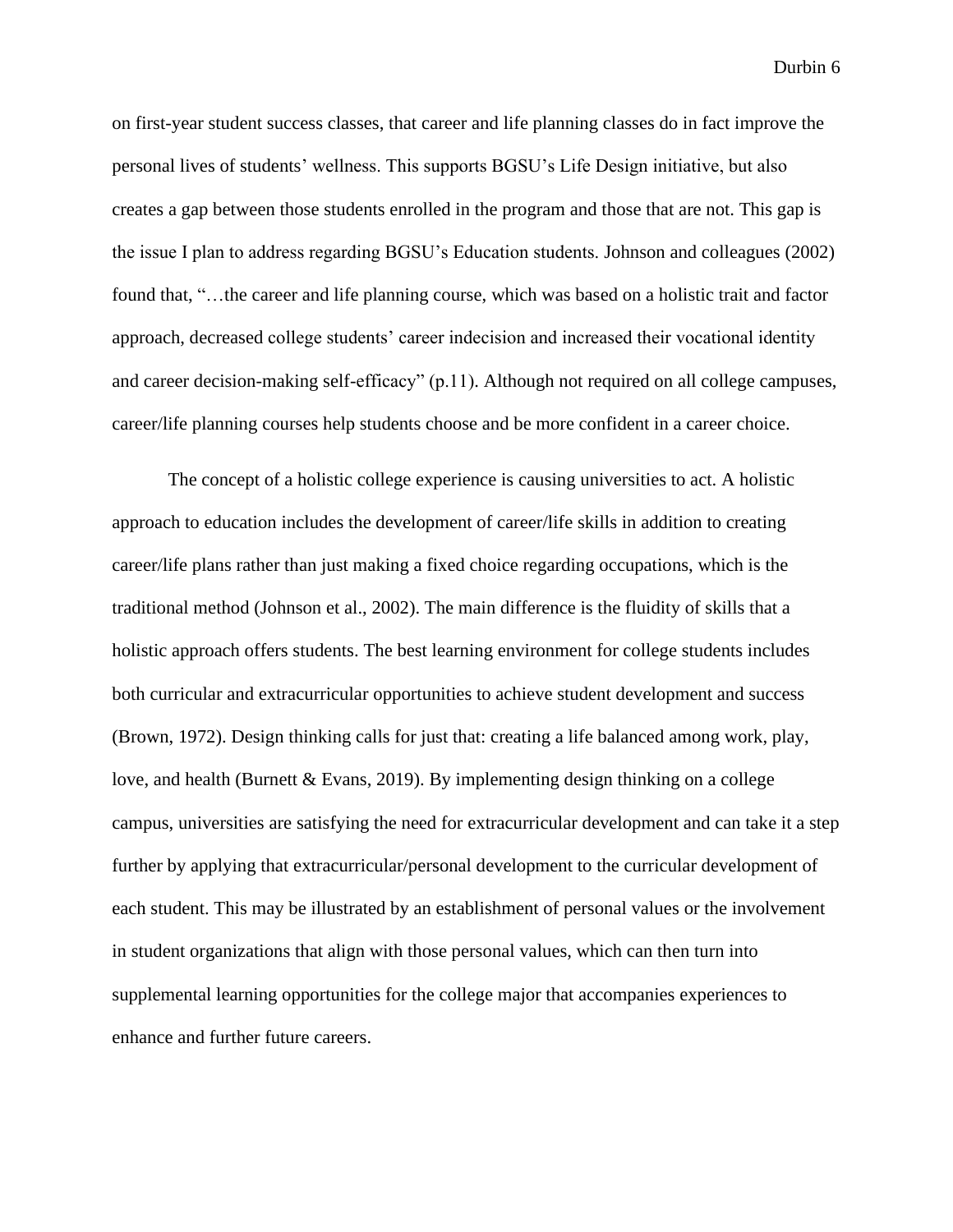on first-year student success classes, that career and life planning classes do in fact improve the personal lives of students' wellness. This supports BGSU's Life Design initiative, but also creates a gap between those students enrolled in the program and those that are not. This gap is the issue I plan to address regarding BGSU's Education students. Johnson and colleagues (2002) found that, "…the career and life planning course, which was based on a holistic trait and factor approach, decreased college students' career indecision and increased their vocational identity and career decision-making self-efficacy" (p.11). Although not required on all college campuses, career/life planning courses help students choose and be more confident in a career choice.

The concept of a holistic college experience is causing universities to act. A holistic approach to education includes the development of career/life skills in addition to creating career/life plans rather than just making a fixed choice regarding occupations, which is the traditional method (Johnson et al., 2002). The main difference is the fluidity of skills that a holistic approach offers students. The best learning environment for college students includes both curricular and extracurricular opportunities to achieve student development and success (Brown, 1972). Design thinking calls for just that: creating a life balanced among work, play, love, and health (Burnett & Evans, 2019). By implementing design thinking on a college campus, universities are satisfying the need for extracurricular development and can take it a step further by applying that extracurricular/personal development to the curricular development of each student. This may be illustrated by an establishment of personal values or the involvement in student organizations that align with those personal values, which can then turn into supplemental learning opportunities for the college major that accompanies experiences to enhance and further future careers.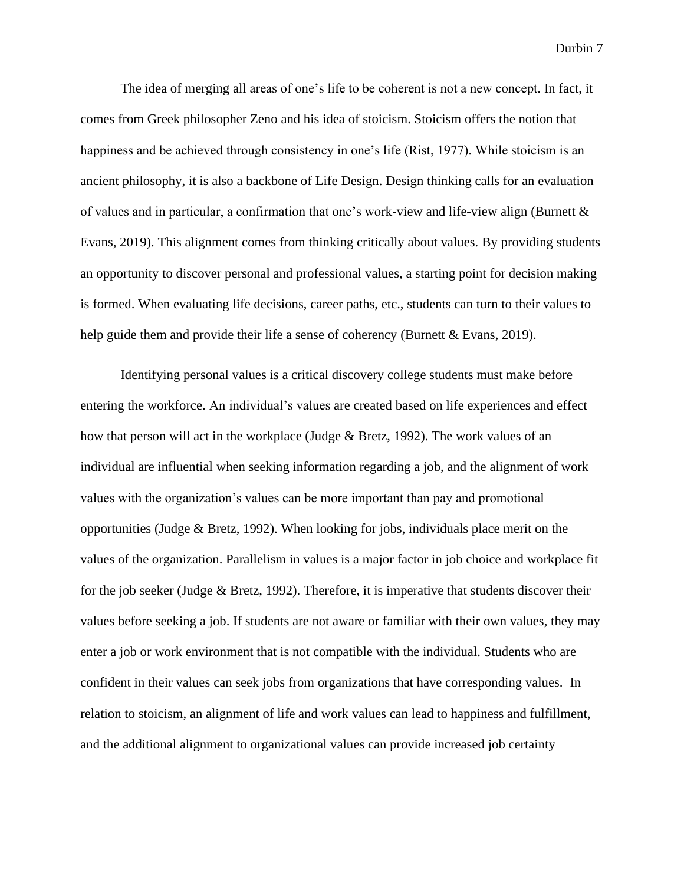The idea of merging all areas of one's life to be coherent is not a new concept. In fact, it comes from Greek philosopher Zeno and his idea of stoicism. Stoicism offers the notion that happiness and be achieved through consistency in one's life (Rist, 1977). While stoicism is an ancient philosophy, it is also a backbone of Life Design. Design thinking calls for an evaluation of values and in particular, a confirmation that one's work-view and life-view align (Burnett & Evans, 2019). This alignment comes from thinking critically about values. By providing students an opportunity to discover personal and professional values, a starting point for decision making is formed. When evaluating life decisions, career paths, etc., students can turn to their values to help guide them and provide their life a sense of coherency (Burnett & Evans, 2019).

Identifying personal values is a critical discovery college students must make before entering the workforce. An individual's values are created based on life experiences and effect how that person will act in the workplace (Judge & Bretz, 1992). The work values of an individual are influential when seeking information regarding a job, and the alignment of work values with the organization's values can be more important than pay and promotional opportunities (Judge & Bretz, 1992). When looking for jobs, individuals place merit on the values of the organization. Parallelism in values is a major factor in job choice and workplace fit for the job seeker (Judge & Bretz, 1992). Therefore, it is imperative that students discover their values before seeking a job. If students are not aware or familiar with their own values, they may enter a job or work environment that is not compatible with the individual. Students who are confident in their values can seek jobs from organizations that have corresponding values. In relation to stoicism, an alignment of life and work values can lead to happiness and fulfillment, and the additional alignment to organizational values can provide increased job certainty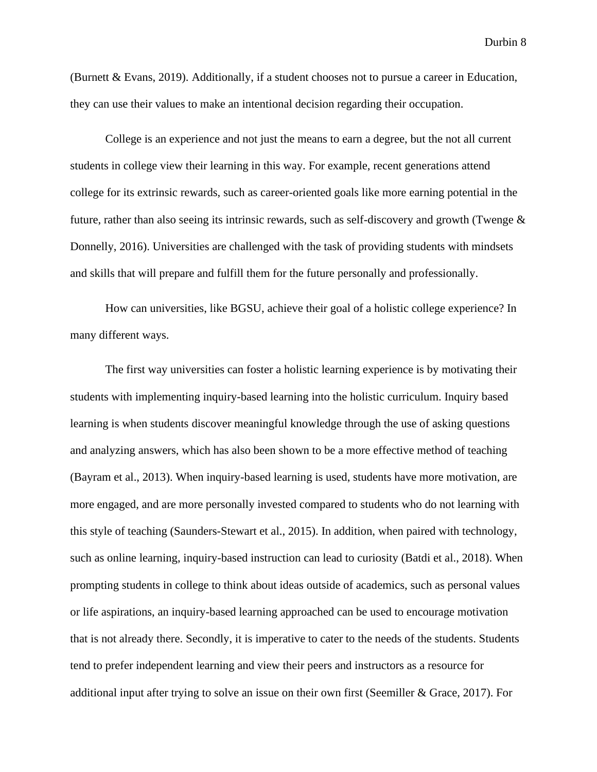(Burnett & Evans, 2019). Additionally, if a student chooses not to pursue a career in Education, they can use their values to make an intentional decision regarding their occupation.

College is an experience and not just the means to earn a degree, but the not all current students in college view their learning in this way. For example, recent generations attend college for its extrinsic rewards, such as career-oriented goals like more earning potential in the future, rather than also seeing its intrinsic rewards, such as self-discovery and growth (Twenge & Donnelly, 2016). Universities are challenged with the task of providing students with mindsets and skills that will prepare and fulfill them for the future personally and professionally.

How can universities, like BGSU, achieve their goal of a holistic college experience? In many different ways.

The first way universities can foster a holistic learning experience is by motivating their students with implementing inquiry-based learning into the holistic curriculum. Inquiry based learning is when students discover meaningful knowledge through the use of asking questions and analyzing answers, which has also been shown to be a more effective method of teaching (Bayram et al., 2013). When inquiry-based learning is used, students have more motivation, are more engaged, and are more personally invested compared to students who do not learning with this style of teaching (Saunders-Stewart et al., 2015). In addition, when paired with technology, such as online learning, inquiry-based instruction can lead to curiosity (Batdi et al., 2018). When prompting students in college to think about ideas outside of academics, such as personal values or life aspirations, an inquiry-based learning approached can be used to encourage motivation that is not already there. Secondly, it is imperative to cater to the needs of the students. Students tend to prefer independent learning and view their peers and instructors as a resource for additional input after trying to solve an issue on their own first (Seemiller & Grace, 2017). For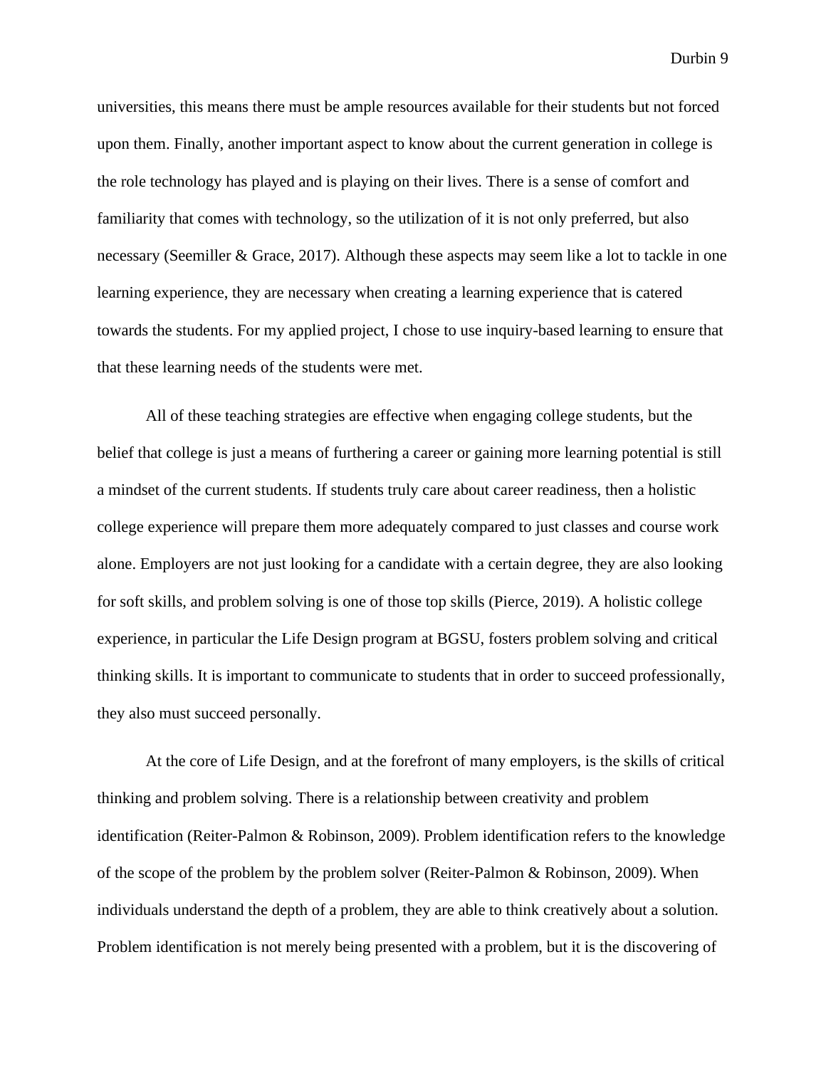universities, this means there must be ample resources available for their students but not forced upon them. Finally, another important aspect to know about the current generation in college is the role technology has played and is playing on their lives. There is a sense of comfort and familiarity that comes with technology, so the utilization of it is not only preferred, but also necessary (Seemiller & Grace, 2017). Although these aspects may seem like a lot to tackle in one learning experience, they are necessary when creating a learning experience that is catered towards the students. For my applied project, I chose to use inquiry-based learning to ensure that that these learning needs of the students were met.

All of these teaching strategies are effective when engaging college students, but the belief that college is just a means of furthering a career or gaining more learning potential is still a mindset of the current students. If students truly care about career readiness, then a holistic college experience will prepare them more adequately compared to just classes and course work alone. Employers are not just looking for a candidate with a certain degree, they are also looking for soft skills, and problem solving is one of those top skills (Pierce, 2019). A holistic college experience, in particular the Life Design program at BGSU, fosters problem solving and critical thinking skills. It is important to communicate to students that in order to succeed professionally, they also must succeed personally.

At the core of Life Design, and at the forefront of many employers, is the skills of critical thinking and problem solving. There is a relationship between creativity and problem identification (Reiter-Palmon & Robinson, 2009). Problem identification refers to the knowledge of the scope of the problem by the problem solver (Reiter-Palmon & Robinson, 2009). When individuals understand the depth of a problem, they are able to think creatively about a solution. Problem identification is not merely being presented with a problem, but it is the discovering of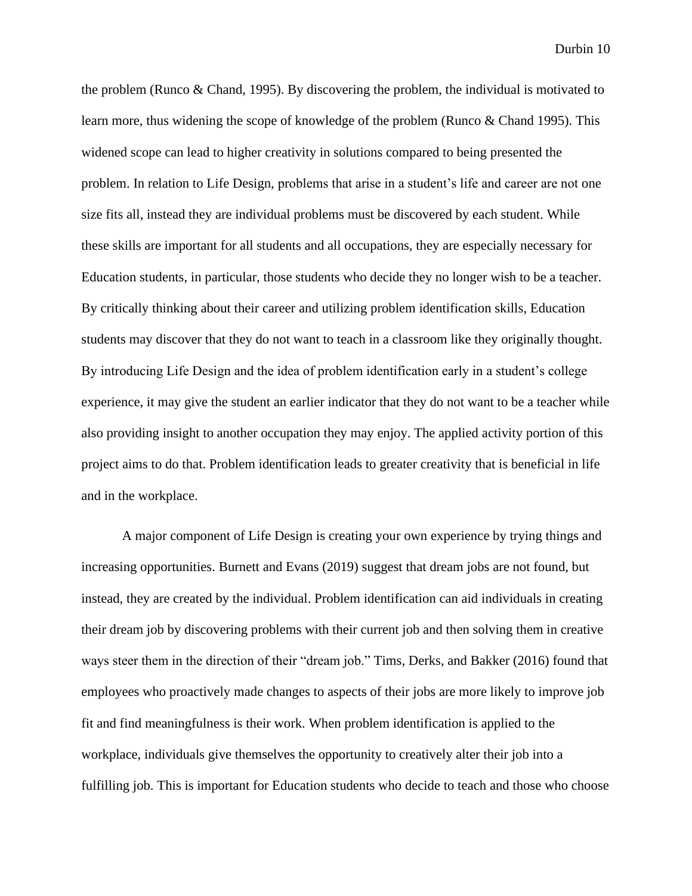the problem (Runco & Chand, 1995). By discovering the problem, the individual is motivated to learn more, thus widening the scope of knowledge of the problem (Runco & Chand 1995). This widened scope can lead to higher creativity in solutions compared to being presented the problem. In relation to Life Design, problems that arise in a student's life and career are not one size fits all, instead they are individual problems must be discovered by each student. While these skills are important for all students and all occupations, they are especially necessary for Education students, in particular, those students who decide they no longer wish to be a teacher. By critically thinking about their career and utilizing problem identification skills, Education students may discover that they do not want to teach in a classroom like they originally thought. By introducing Life Design and the idea of problem identification early in a student's college experience, it may give the student an earlier indicator that they do not want to be a teacher while also providing insight to another occupation they may enjoy. The applied activity portion of this project aims to do that. Problem identification leads to greater creativity that is beneficial in life and in the workplace.

A major component of Life Design is creating your own experience by trying things and increasing opportunities. Burnett and Evans (2019) suggest that dream jobs are not found, but instead, they are created by the individual. Problem identification can aid individuals in creating their dream job by discovering problems with their current job and then solving them in creative ways steer them in the direction of their "dream job." Tims, Derks, and Bakker (2016) found that employees who proactively made changes to aspects of their jobs are more likely to improve job fit and find meaningfulness is their work. When problem identification is applied to the workplace, individuals give themselves the opportunity to creatively alter their job into a fulfilling job. This is important for Education students who decide to teach and those who choose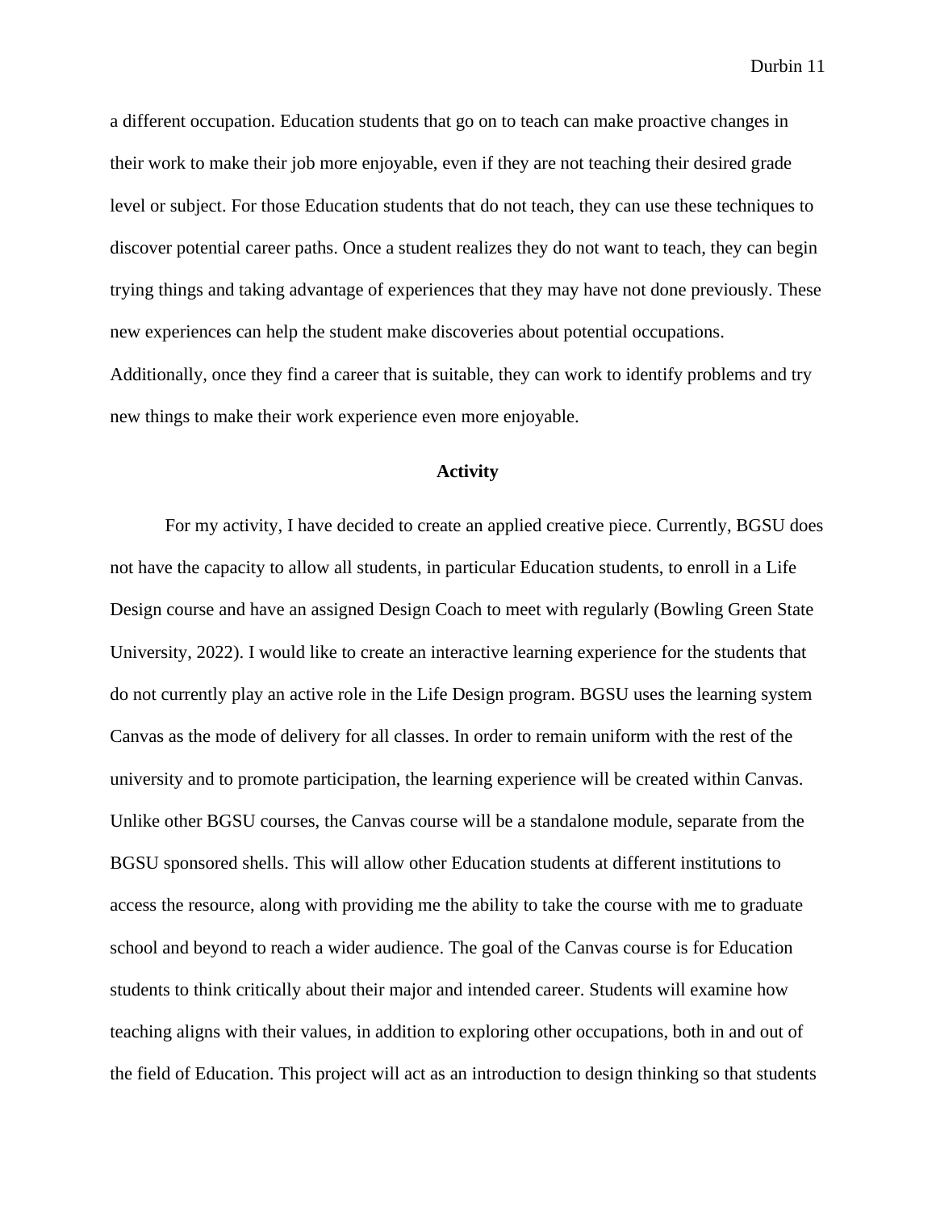a different occupation. Education students that go on to teach can make proactive changes in their work to make their job more enjoyable, even if they are not teaching their desired grade level or subject. For those Education students that do not teach, they can use these techniques to discover potential career paths. Once a student realizes they do not want to teach, they can begin trying things and taking advantage of experiences that they may have not done previously. These new experiences can help the student make discoveries about potential occupations. Additionally, once they find a career that is suitable, they can work to identify problems and try new things to make their work experience even more enjoyable.

## Activity

For my activity, I have decided to create an applied creative piece. Currently, BGSU does not have the capacity to allow all students, in particular Education students, to enroll in a Life Design course and have an assigned Design Coach to meet with regularly (Bowling Green State University, 2022). I would like to create an interactive learning experience for the students that do not currently play an active role in the Life Design program. BGSU uses the learning system Canvas as the mode of delivery for all classes. In order to remain uniform with the rest of the university and to promote participation, the learning experience will be created within Canvas. Unlike other BGSU courses, the Canvas course will be a standalone module, separate from the BGSU sponsored shells. This will allow other Education students at different institutions to access the resource, along with providing me the ability to take the course with me to graduate school and beyond to reach a wider audience. The goal of the Canvas course is for Education students to think critically about their major and intended career. Students will examine how teaching aligns with their values, in addition to exploring other occupations, both in and out of the field of Education. This project will act as an introduction to design thinking so that students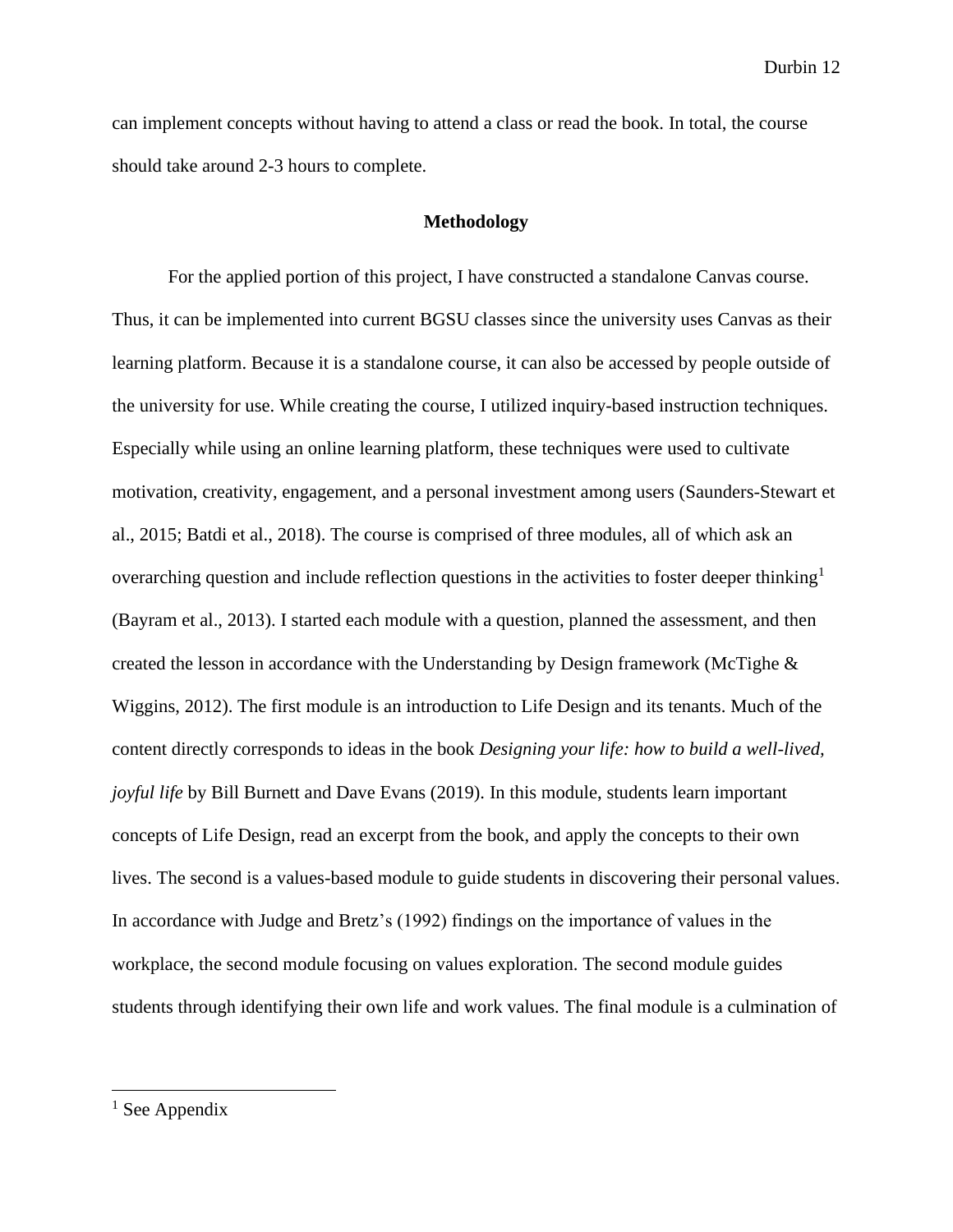can implement concepts without having to attend a class or read the book. In total, the course should take around 2-3 hours to complete.

## Methodology

For the applied portion of this project, I have constructed a standalone Canvas course. Thus, it can be implemented into current BGSU classes since the university uses Canvas as their learning platform. Because it is a standalone course, it can also be accessed by people outside of the university for use. While creating the course, I utilized inquiry-based instruction techniques. Especially while using an online learning platform, these techniques were used to cultivate motivation, creativity, engagement, and a personal investment among users (Saunders-Stewart et al., 2015; Batdi et al., 2018). The course is comprised of three modules, all of which ask an overarching question and include reflection questions in the activities to foster deeper thinking[1] (Bayram et al., 2013). I started each module with a question, planned the assessment, and then created the lesson in accordance with the Understanding by Design framework (McTighe & Wiggins, 2012). The first module is an introduction to Life Design and its tenants. Much of the content directly corresponds to ideas in the book *Designing your life: how to build a well-lived, joyful life* by Bill Burnett and Dave Evans (2019). In this module, students learn important concepts of Life Design, read an excerpt from the book, and apply the concepts to their own lives. The second is a values-based module to guide students in discovering their personal values. In accordance with Judge and Bretz's (1992) findings on the importance of values in the workplace, the second module focusing on values exploration. The second module guides students through identifying their own life and work values. The final module is a culmination of

---

[1] See Appendix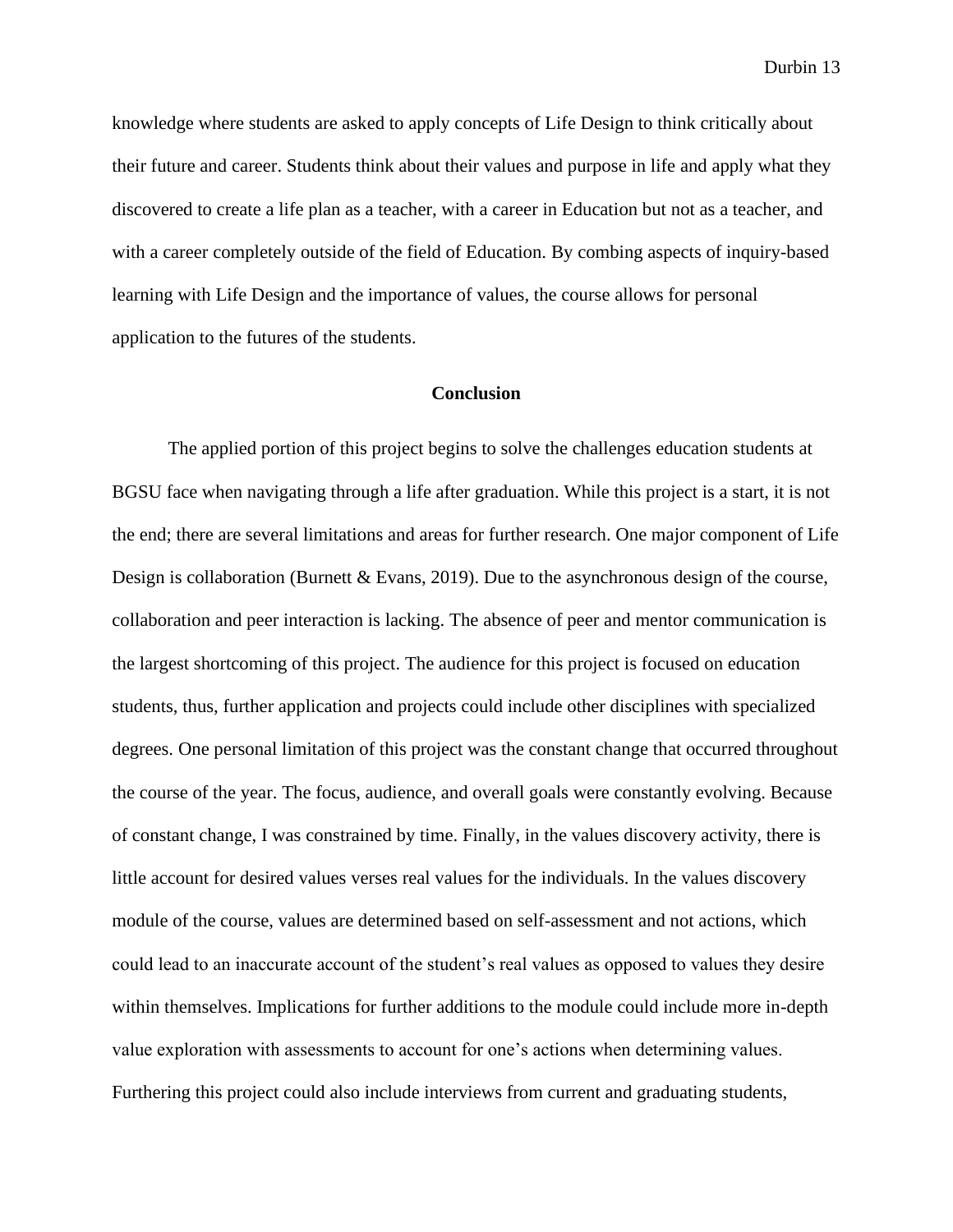knowledge where students are asked to apply concepts of Life Design to think critically about their future and career. Students think about their values and purpose in life and apply what they discovered to create a life plan as a teacher, with a career in Education but not as a teacher, and with a career completely outside of the field of Education. By combing aspects of inquiry-based learning with Life Design and the importance of values, the course allows for personal application to the futures of the students.

## Conclusion

The applied portion of this project begins to solve the challenges education students at BGSU face when navigating through a life after graduation. While this project is a start, it is not the end; there are several limitations and areas for further research. One major component of Life Design is collaboration (Burnett & Evans, 2019). Due to the asynchronous design of the course, collaboration and peer interaction is lacking. The absence of peer and mentor communication is the largest shortcoming of this project. The audience for this project is focused on education students, thus, further application and projects could include other disciplines with specialized degrees. One personal limitation of this project was the constant change that occurred throughout the course of the year. The focus, audience, and overall goals were constantly evolving. Because of constant change, I was constrained by time. Finally, in the values discovery activity, there is little account for desired values verses real values for the individuals. In the values discovery module of the course, values are determined based on self-assessment and not actions, which could lead to an inaccurate account of the student's real values as opposed to values they desire within themselves. Implications for further additions to the module could include more in-depth value exploration with assessments to account for one's actions when determining values. Furthering this project could also include interviews from current and graduating students,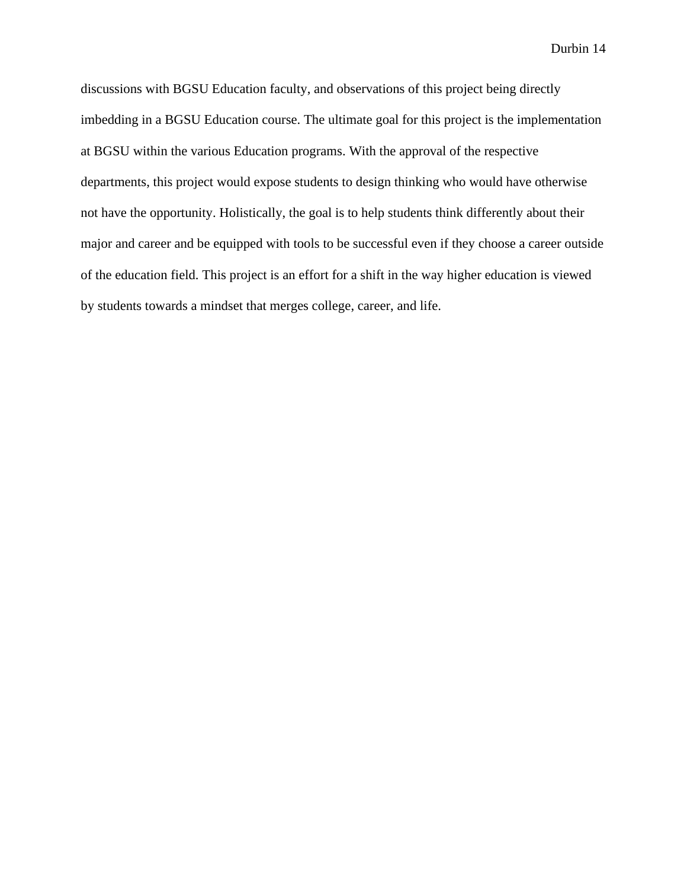discussions with BGSU Education faculty, and observations of this project being directly imbedding in a BGSU Education course. The ultimate goal for this project is the implementation at BGSU within the various Education programs. With the approval of the respective departments, this project would expose students to design thinking who would have otherwise not have the opportunity. Holistically, the goal is to help students think differently about their major and career and be equipped with tools to be successful even if they choose a career outside of the education field. This project is an effort for a shift in the way higher education is viewed by students towards a mindset that merges college, career, and life.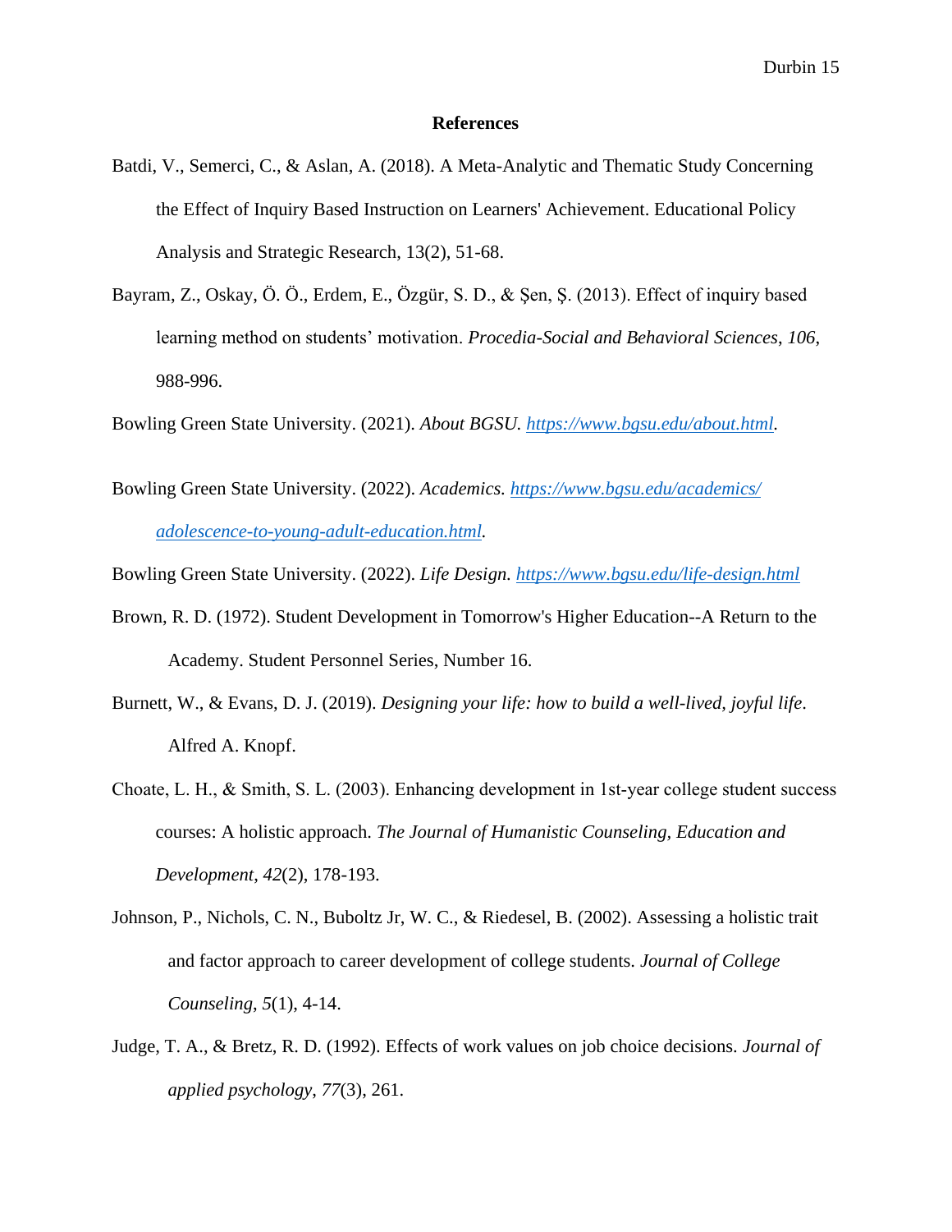# References

Batdi, V., Semerci, C., & Aslan, A. (2018). A Meta-Analytic and Thematic Study Concerning the Effect of Inquiry Based Instruction on Learners' Achievement. Educational Policy Analysis and Strategic Research, 13(2), 51-68.

Bayram, Z., Oskay, Ö. Ö., Erdem, E., Özgür, S. D., & Şen, Ş. (2013). Effect of inquiry based learning method on students' motivation. *Procedia-Social and Behavioral Sciences*, *106*, 988-996.

Bowling Green State University. (2021). *About BGSU.* https://www.bgsu.edu/about.html.

Bowling Green State University. (2022). *Academics.* https://www.bgsu.edu/academics/adolescence-to-young-adult-education.html.

Bowling Green State University. (2022). *Life Design.* https://www.bgsu.edu/life-design.html

Brown, R. D. (1972). Student Development in Tomorrow's Higher Education--A Return to the Academy. Student Personnel Series, Number 16.

Burnett, W., & Evans, D. J. (2019). *Designing your life: how to build a well-lived, joyful life*. Alfred A. Knopf.

Choate, L. H., & Smith, S. L. (2003). Enhancing development in 1st-year college student success courses: A holistic approach. *The Journal of Humanistic Counseling, Education and Development*, *42*(2), 178-193.

Johnson, P., Nichols, C. N., Buboltz Jr, W. C., & Riedesel, B. (2002). Assessing a holistic trait and factor approach to career development of college students. *Journal of College Counseling*, *5*(1), 4-14.

Judge, T. A., & Bretz, R. D. (1992). Effects of work values on job choice decisions. *Journal of applied psychology*, *77*(3), 261.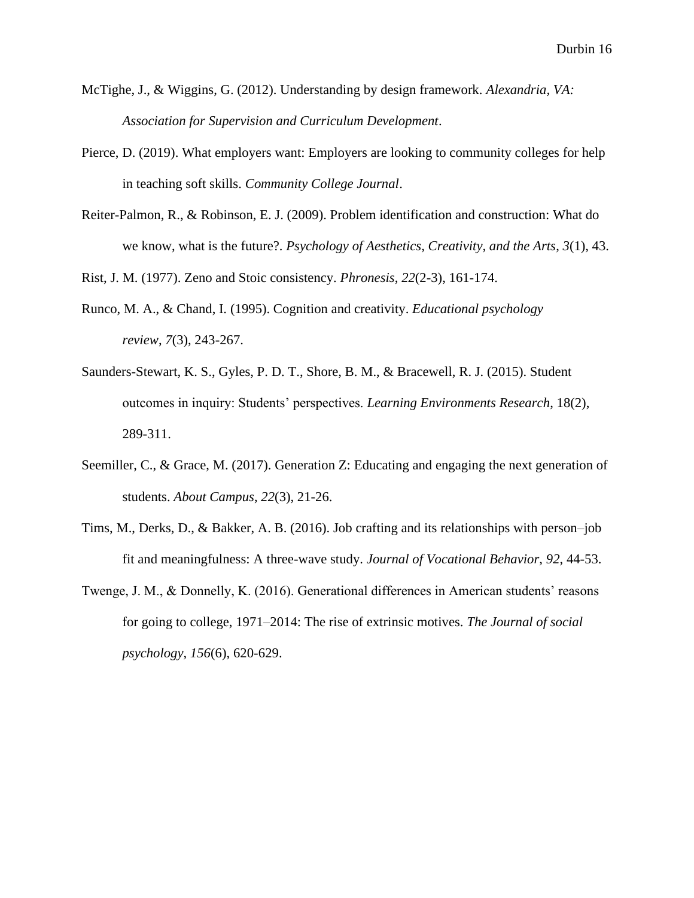McTighe, J., & Wiggins, G. (2012). Understanding by design framework. *Alexandria, VA: Association for Supervision and Curriculum Development*.

Pierce, D. (2019). What employers want: Employers are looking to community colleges for help in teaching soft skills. *Community College Journal*.

Reiter-Palmon, R., & Robinson, E. J. (2009). Problem identification and construction: What do we know, what is the future?. *Psychology of Aesthetics, Creativity, and the Arts*, *3*(1), 43.

Rist, J. M. (1977). Zeno and Stoic consistency. *Phronesis*, *22*(2-3), 161-174.

Runco, M. A., & Chand, I. (1995). Cognition and creativity. *Educational psychology review*, *7*(3), 243-267.

Saunders-Stewart, K. S., Gyles, P. D. T., Shore, B. M., & Bracewell, R. J. (2015). Student outcomes in inquiry: Students' perspectives. *Learning Environments Research*, 18(2), 289-311.

Seemiller, C., & Grace, M. (2017). Generation Z: Educating and engaging the next generation of students. *About Campus*, *22*(3), 21-26.

Tims, M., Derks, D., & Bakker, A. B. (2016). Job crafting and its relationships with person–job fit and meaningfulness: A three-wave study. *Journal of Vocational Behavior*, *92*, 44-53.

Twenge, J. M., & Donnelly, K. (2016). Generational differences in American students' reasons for going to college, 1971–2014: The rise of extrinsic motives. *The Journal of social psychology*, *156*(6), 620-629.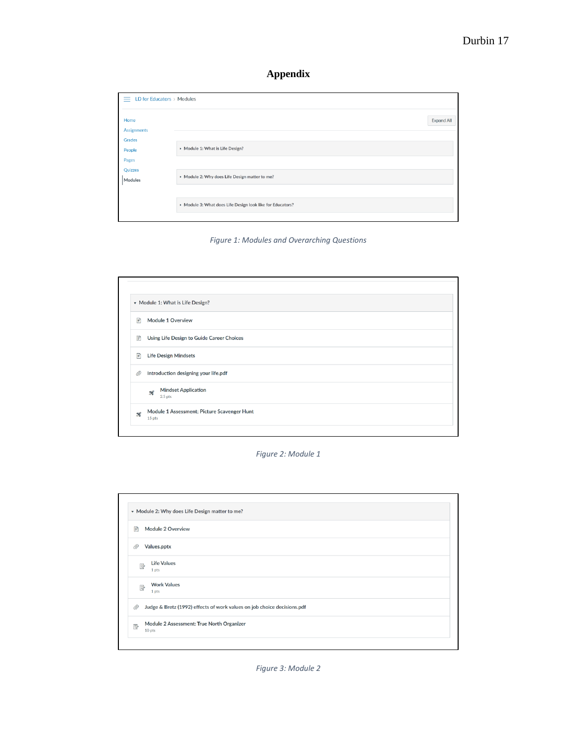# Appendix

LD for Educators › Modules

Home
Assignments
Grades
People
Pages
Quizzes
Modules

Expand All

▸ Module 1: What is Life Design?

▸ Module 2: Why does Life Design matter to me?

▸ Module 3: What does Life Design look like for Educators?

*Figure 1: Modules and Overarching Questions*

▾ Module 1: What is Life Design?

- Module 1 Overview
- Using Life Design to Guide Career Choices
- Life Design Mindsets
- Introduction designing your life.pdf
  - Mindset Application
    2.5 pts
- Module 1 Assessment: Picture Scavenger Hunt
  15 pts

*Figure 2: Module 1*

▾ Module 2: Why does Life Design matter to me?

- Module 2 Overview
- Values.pptx
  - Life Values
    1 pts
  - Work Values
    1 pts
- Judge & Bretz (1992) effects of work values on job choice decisions.pdf
- Module 2 Assessment: True North Organizer
  10 pts

*Figure 3: Module 2*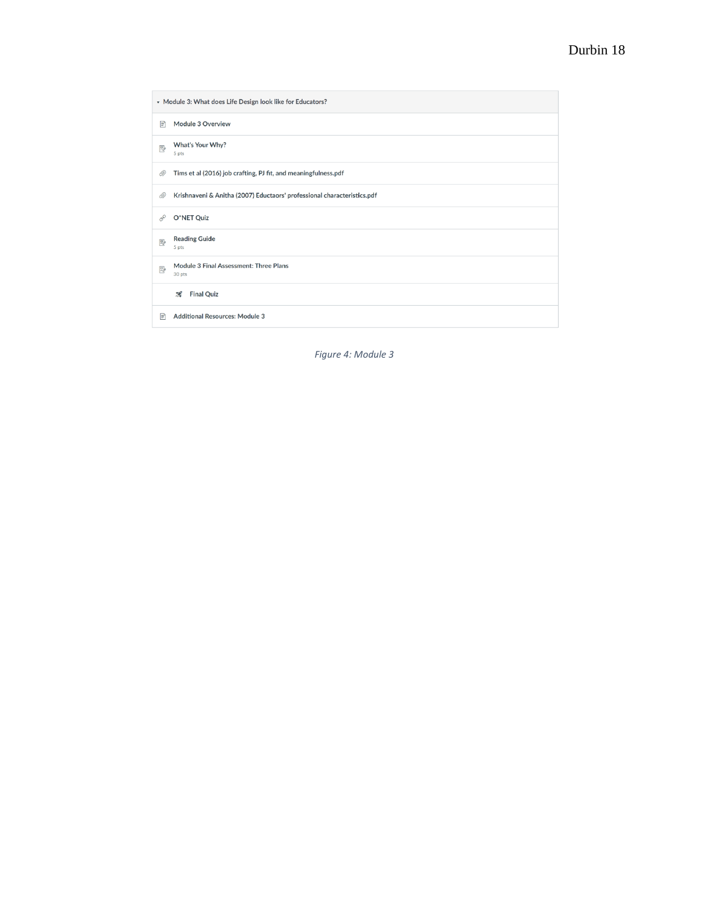Module 3: What does Life Design look like for Educators?

Module 3 Overview

What's Your Why?
5 pts

Tims et al (2016) job crafting, PJ fit, and meaningfulness.pdf

Krishnaveni & Anitha (2007) Eductaors' professional characteristics.pdf

O*NET Quiz

Reading Guide
5 pts

Module 3 Final Assessment: Three Plans
30 pts

Final Quiz

Additional Resources: Module 3

*Figure 4: Module 3*